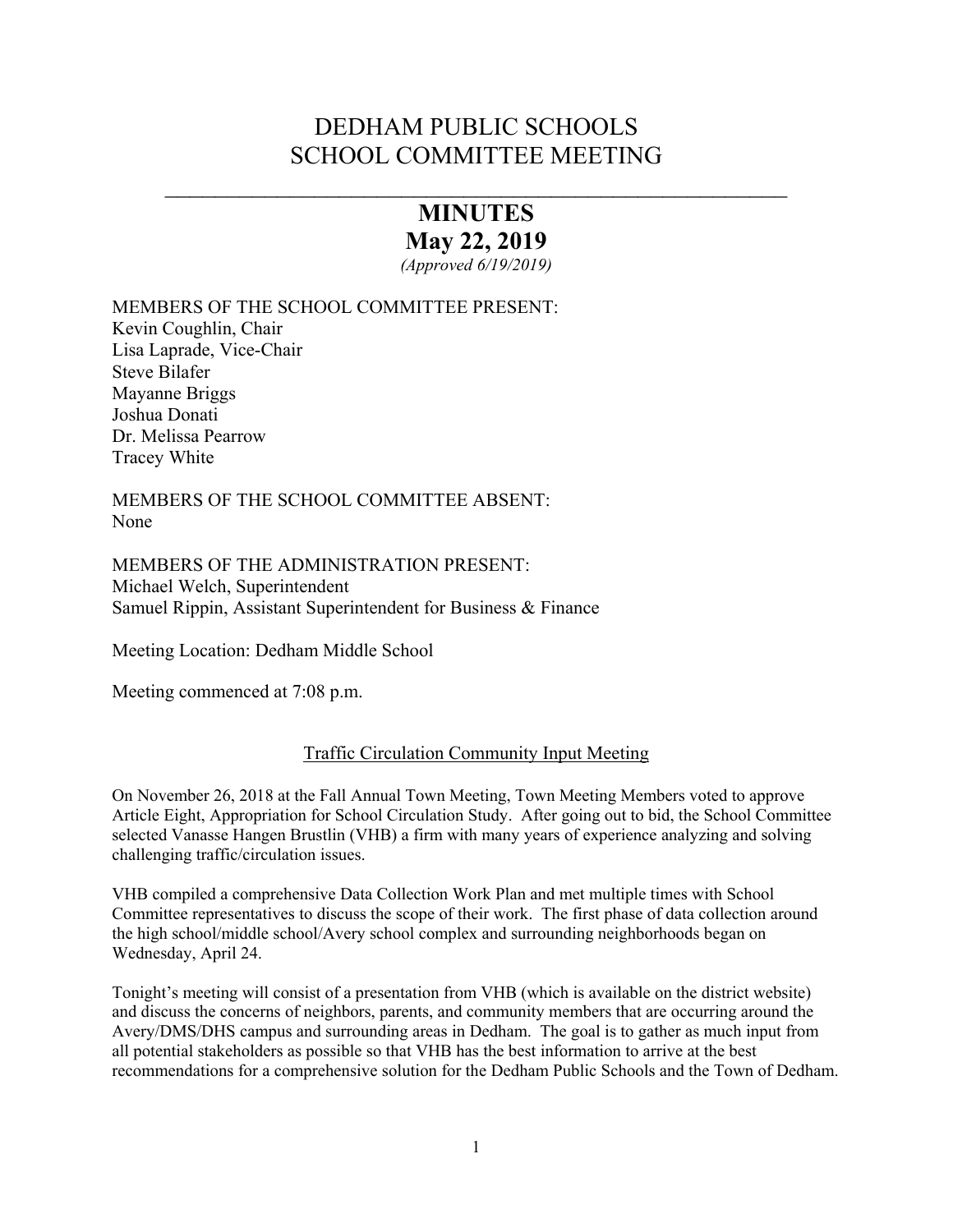# DEDHAM PUBLIC SCHOOLS
# SCHOOL COMMITTEE MEETING

---

## MINUTES
## May 22, 2019

*(Approved 6/19/2019)*

MEMBERS OF THE SCHOOL COMMITTEE PRESENT:
Kevin Coughlin, Chair
Lisa Laprade, Vice-Chair
Steve Bilafer
Mayanne Briggs
Joshua Donati
Dr. Melissa Pearrow
Tracey White

MEMBERS OF THE SCHOOL COMMITTEE ABSENT:
None

MEMBERS OF THE ADMINISTRATION PRESENT:
Michael Welch, Superintendent
Samuel Rippin, Assistant Superintendent for Business & Finance

Meeting Location: Dedham Middle School

Meeting commenced at 7:08 p.m.

### Traffic Circulation Community Input Meeting

On November 26, 2018 at the Fall Annual Town Meeting, Town Meeting Members voted to approve Article Eight, Appropriation for School Circulation Study. After going out to bid, the School Committee selected Vanasse Hangen Brustlin (VHB) a firm with many years of experience analyzing and solving challenging traffic/circulation issues.

VHB compiled a comprehensive Data Collection Work Plan and met multiple times with School Committee representatives to discuss the scope of their work. The first phase of data collection around the high school/middle school/Avery school complex and surrounding neighborhoods began on Wednesday, April 24.

Tonight's meeting will consist of a presentation from VHB (which is available on the district website) and discuss the concerns of neighbors, parents, and community members that are occurring around the Avery/DMS/DHS campus and surrounding areas in Dedham. The goal is to gather as much input from all potential stakeholders as possible so that VHB has the best information to arrive at the best recommendations for a comprehensive solution for the Dedham Public Schools and the Town of Dedham.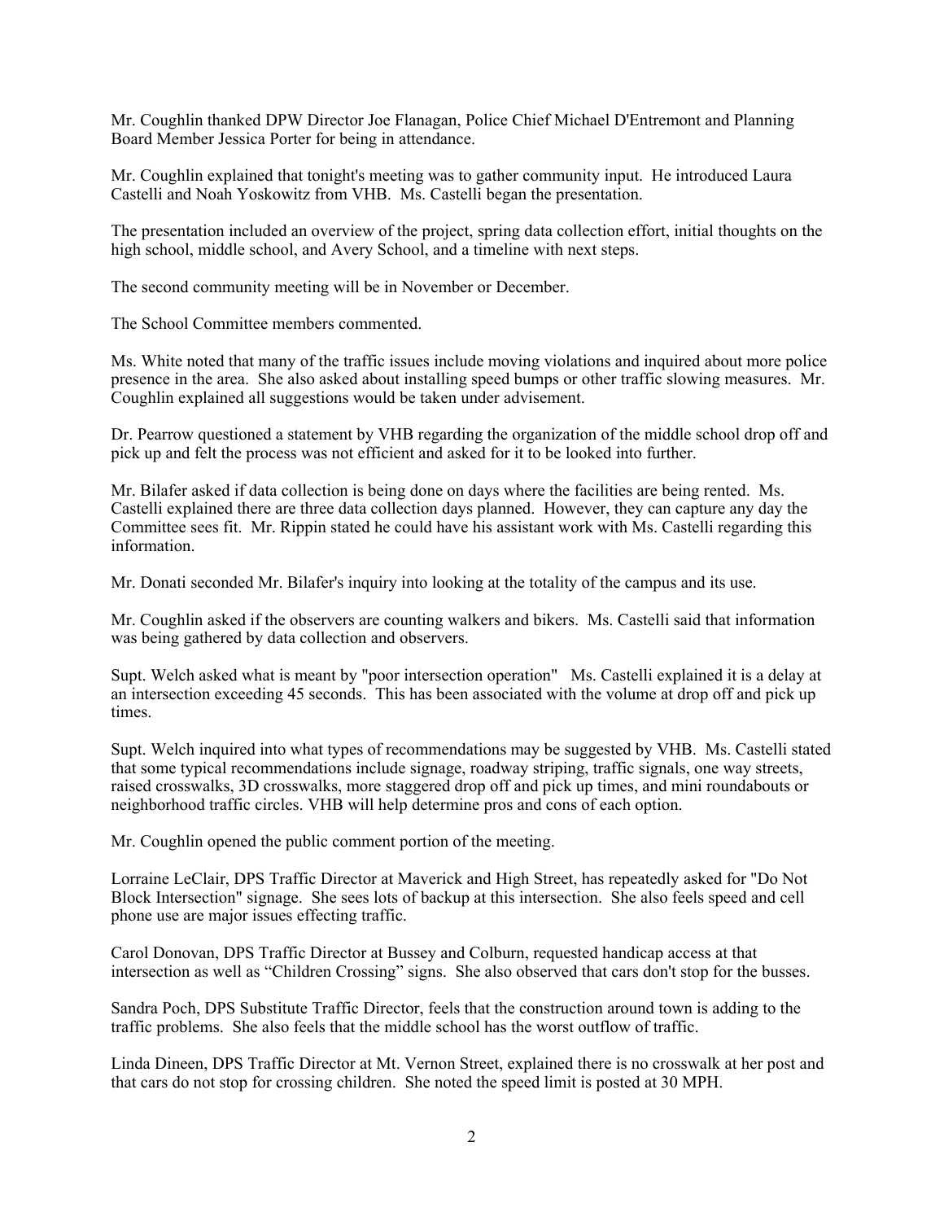Mr. Coughlin thanked DPW Director Joe Flanagan, Police Chief Michael D'Entremont and Planning Board Member Jessica Porter for being in attendance.

Mr. Coughlin explained that tonight's meeting was to gather community input. He introduced Laura Castelli and Noah Yoskowitz from VHB. Ms. Castelli began the presentation.

The presentation included an overview of the project, spring data collection effort, initial thoughts on the high school, middle school, and Avery School, and a timeline with next steps.

The second community meeting will be in November or December.

The School Committee members commented.

Ms. White noted that many of the traffic issues include moving violations and inquired about more police presence in the area. She also asked about installing speed bumps or other traffic slowing measures. Mr. Coughlin explained all suggestions would be taken under advisement.

Dr. Pearrow questioned a statement by VHB regarding the organization of the middle school drop off and pick up and felt the process was not efficient and asked for it to be looked into further.

Mr. Bilafer asked if data collection is being done on days where the facilities are being rented. Ms. Castelli explained there are three data collection days planned. However, they can capture any day the Committee sees fit. Mr. Rippin stated he could have his assistant work with Ms. Castelli regarding this information.

Mr. Donati seconded Mr. Bilafer's inquiry into looking at the totality of the campus and its use.

Mr. Coughlin asked if the observers are counting walkers and bikers. Ms. Castelli said that information was being gathered by data collection and observers.

Supt. Welch asked what is meant by "poor intersection operation" Ms. Castelli explained it is a delay at an intersection exceeding 45 seconds. This has been associated with the volume at drop off and pick up times.

Supt. Welch inquired into what types of recommendations may be suggested by VHB. Ms. Castelli stated that some typical recommendations include signage, roadway striping, traffic signals, one way streets, raised crosswalks, 3D crosswalks, more staggered drop off and pick up times, and mini roundabouts or neighborhood traffic circles. VHB will help determine pros and cons of each option.

Mr. Coughlin opened the public comment portion of the meeting.

Lorraine LeClair, DPS Traffic Director at Maverick and High Street, has repeatedly asked for "Do Not Block Intersection" signage. She sees lots of backup at this intersection. She also feels speed and cell phone use are major issues effecting traffic.

Carol Donovan, DPS Traffic Director at Bussey and Colburn, requested handicap access at that intersection as well as "Children Crossing" signs. She also observed that cars don't stop for the busses.

Sandra Poch, DPS Substitute Traffic Director, feels that the construction around town is adding to the traffic problems. She also feels that the middle school has the worst outflow of traffic.

Linda Dineen, DPS Traffic Director at Mt. Vernon Street, explained there is no crosswalk at her post and that cars do not stop for crossing children. She noted the speed limit is posted at 30 MPH.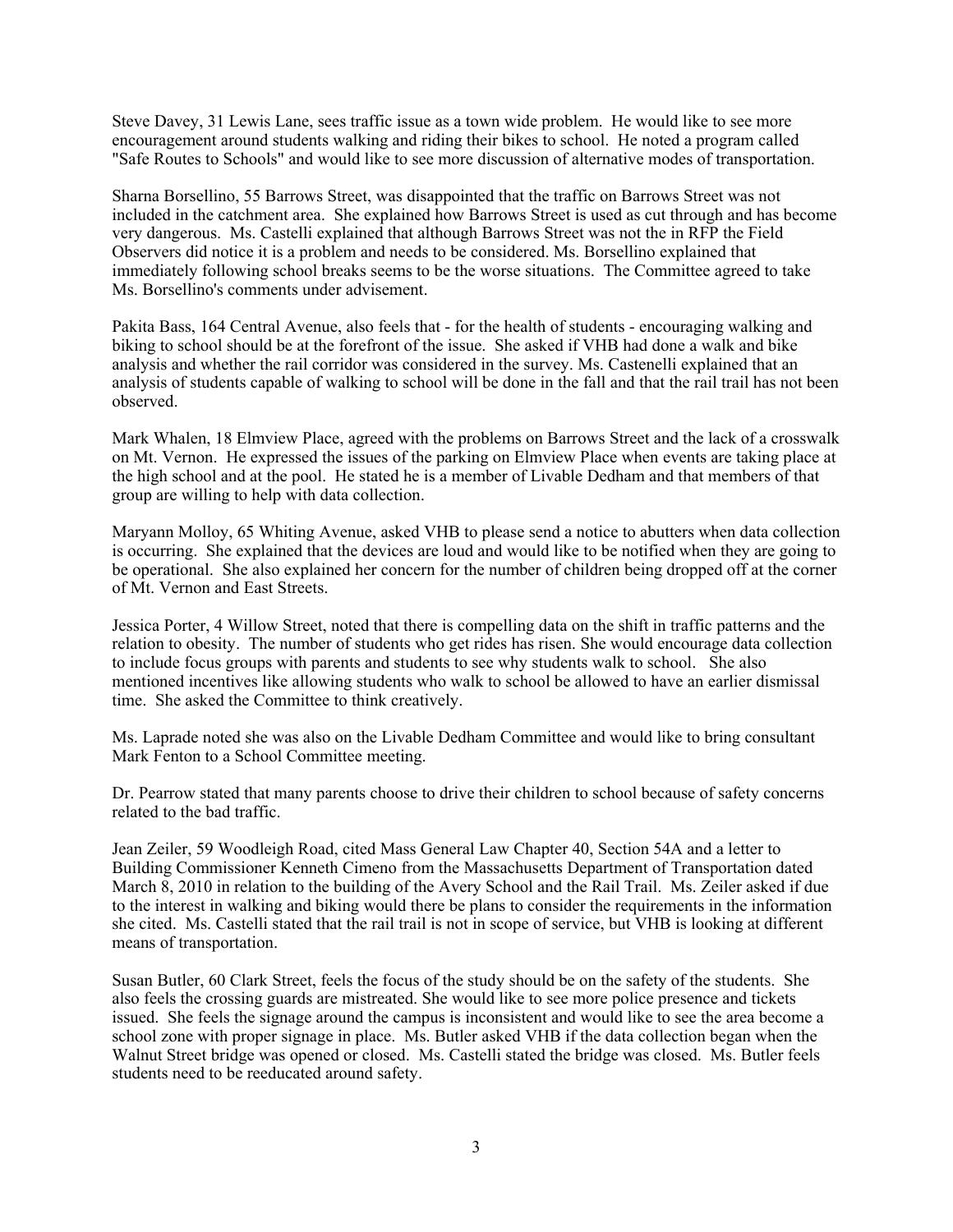Steve Davey, 31 Lewis Lane, sees traffic issue as a town wide problem. He would like to see more encouragement around students walking and riding their bikes to school. He noted a program called "Safe Routes to Schools" and would like to see more discussion of alternative modes of transportation.

Sharna Borsellino, 55 Barrows Street, was disappointed that the traffic on Barrows Street was not included in the catchment area. She explained how Barrows Street is used as cut through and has become very dangerous. Ms. Castelli explained that although Barrows Street was not the in RFP the Field Observers did notice it is a problem and needs to be considered. Ms. Borsellino explained that immediately following school breaks seems to be the worse situations. The Committee agreed to take Ms. Borsellino's comments under advisement.

Pakita Bass, 164 Central Avenue, also feels that - for the health of students - encouraging walking and biking to school should be at the forefront of the issue. She asked if VHB had done a walk and bike analysis and whether the rail corridor was considered in the survey. Ms. Castenelli explained that an analysis of students capable of walking to school will be done in the fall and that the rail trail has not been observed.

Mark Whalen, 18 Elmview Place, agreed with the problems on Barrows Street and the lack of a crosswalk on Mt. Vernon. He expressed the issues of the parking on Elmview Place when events are taking place at the high school and at the pool. He stated he is a member of Livable Dedham and that members of that group are willing to help with data collection.

Maryann Molloy, 65 Whiting Avenue, asked VHB to please send a notice to abutters when data collection is occurring. She explained that the devices are loud and would like to be notified when they are going to be operational. She also explained her concern for the number of children being dropped off at the corner of Mt. Vernon and East Streets.

Jessica Porter, 4 Willow Street, noted that there is compelling data on the shift in traffic patterns and the relation to obesity. The number of students who get rides has risen. She would encourage data collection to include focus groups with parents and students to see why students walk to school. She also mentioned incentives like allowing students who walk to school be allowed to have an earlier dismissal time. She asked the Committee to think creatively.

Ms. Laprade noted she was also on the Livable Dedham Committee and would like to bring consultant Mark Fenton to a School Committee meeting.

Dr. Pearrow stated that many parents choose to drive their children to school because of safety concerns related to the bad traffic.

Jean Zeiler, 59 Woodleigh Road, cited Mass General Law Chapter 40, Section 54A and a letter to Building Commissioner Kenneth Cimeno from the Massachusetts Department of Transportation dated March 8, 2010 in relation to the building of the Avery School and the Rail Trail. Ms. Zeiler asked if due to the interest in walking and biking would there be plans to consider the requirements in the information she cited. Ms. Castelli stated that the rail trail is not in scope of service, but VHB is looking at different means of transportation.

Susan Butler, 60 Clark Street, feels the focus of the study should be on the safety of the students. She also feels the crossing guards are mistreated. She would like to see more police presence and tickets issued. She feels the signage around the campus is inconsistent and would like to see the area become a school zone with proper signage in place. Ms. Butler asked VHB if the data collection began when the Walnut Street bridge was opened or closed. Ms. Castelli stated the bridge was closed. Ms. Butler feels students need to be reeducated around safety.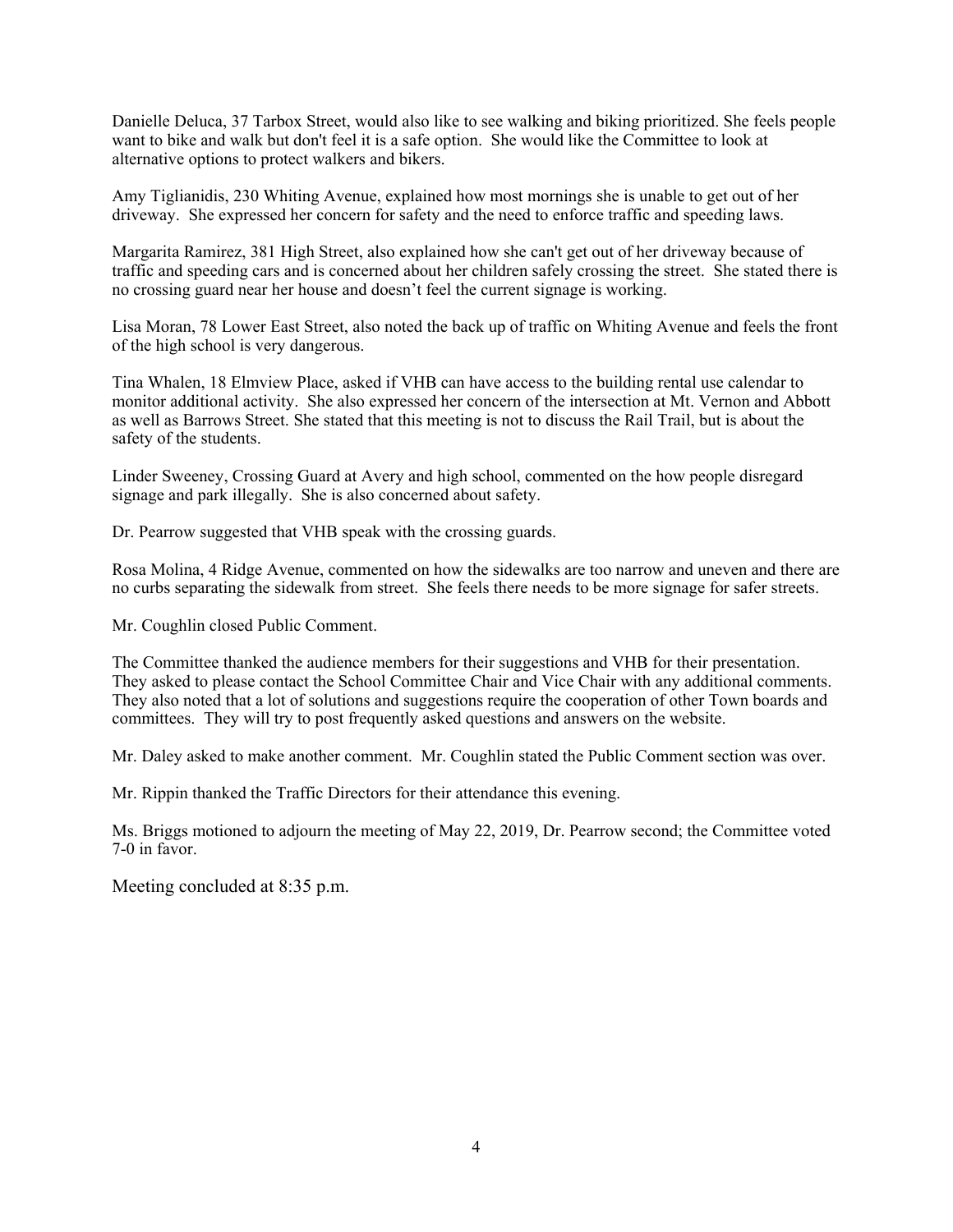Danielle Deluca, 37 Tarbox Street, would also like to see walking and biking prioritized. She feels people want to bike and walk but don't feel it is a safe option. She would like the Committee to look at alternative options to protect walkers and bikers.

Amy Tiglianidis, 230 Whiting Avenue, explained how most mornings she is unable to get out of her driveway. She expressed her concern for safety and the need to enforce traffic and speeding laws.

Margarita Ramirez, 381 High Street, also explained how she can't get out of her driveway because of traffic and speeding cars and is concerned about her children safely crossing the street. She stated there is no crossing guard near her house and doesn't feel the current signage is working.

Lisa Moran, 78 Lower East Street, also noted the back up of traffic on Whiting Avenue and feels the front of the high school is very dangerous.

Tina Whalen, 18 Elmview Place, asked if VHB can have access to the building rental use calendar to monitor additional activity. She also expressed her concern of the intersection at Mt. Vernon and Abbott as well as Barrows Street. She stated that this meeting is not to discuss the Rail Trail, but is about the safety of the students.

Linder Sweeney, Crossing Guard at Avery and high school, commented on the how people disregard signage and park illegally. She is also concerned about safety.

Dr. Pearrow suggested that VHB speak with the crossing guards.

Rosa Molina, 4 Ridge Avenue, commented on how the sidewalks are too narrow and uneven and there are no curbs separating the sidewalk from street. She feels there needs to be more signage for safer streets.

Mr. Coughlin closed Public Comment.

The Committee thanked the audience members for their suggestions and VHB for their presentation. They asked to please contact the School Committee Chair and Vice Chair with any additional comments. They also noted that a lot of solutions and suggestions require the cooperation of other Town boards and committees. They will try to post frequently asked questions and answers on the website.

Mr. Daley asked to make another comment. Mr. Coughlin stated the Public Comment section was over.

Mr. Rippin thanked the Traffic Directors for their attendance this evening.

Ms. Briggs motioned to adjourn the meeting of May 22, 2019, Dr. Pearrow second; the Committee voted 7-0 in favor.

Meeting concluded at 8:35 p.m.